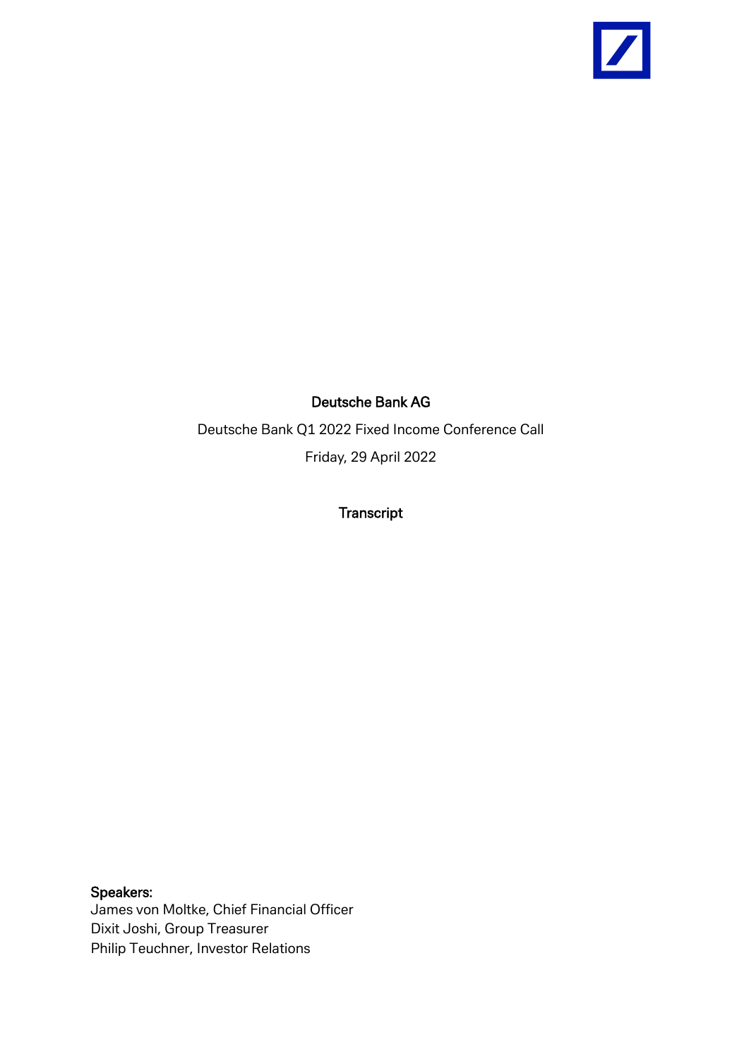# Deutsche Bank AG

Deutsche Bank Q1 2022 Fixed Income Conference Call

Friday, 29 April 2022

## Transcript

**Speakers:**

James von Moltke, Chief Financial Officer
Dixit Joshi, Group Treasurer
Philip Teuchner, Investor Relations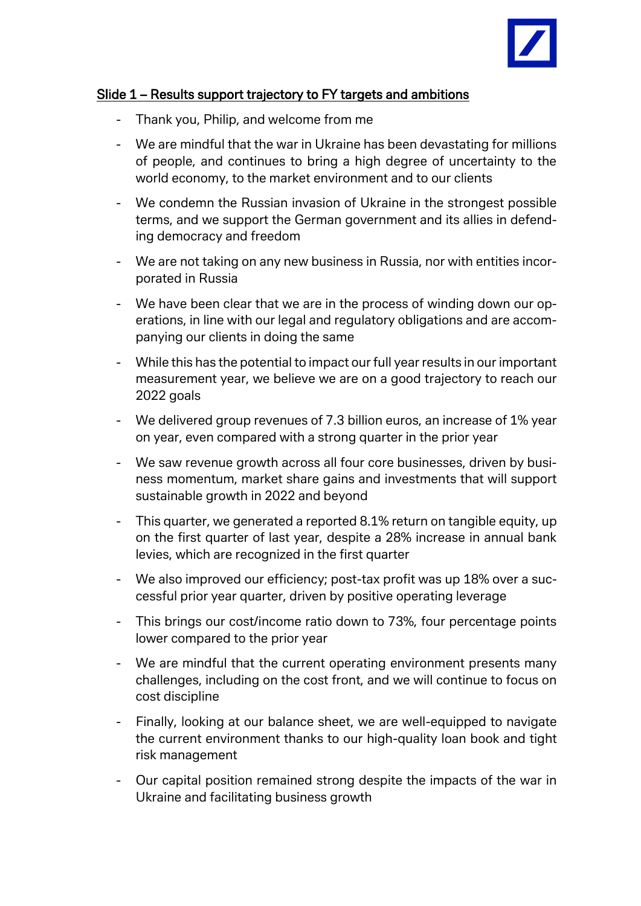## Slide 1 – Results support trajectory to FY targets and ambitions

- Thank you, Philip, and welcome from me
- We are mindful that the war in Ukraine has been devastating for millions of people, and continues to bring a high degree of uncertainty to the world economy, to the market environment and to our clients
- We condemn the Russian invasion of Ukraine in the strongest possible terms, and we support the German government and its allies in defending democracy and freedom
- We are not taking on any new business in Russia, nor with entities incorporated in Russia
- We have been clear that we are in the process of winding down our operations, in line with our legal and regulatory obligations and are accompanying our clients in doing the same
- While this has the potential to impact our full year results in our important measurement year, we believe we are on a good trajectory to reach our 2022 goals
- We delivered group revenues of 7.3 billion euros, an increase of 1% year on year, even compared with a strong quarter in the prior year
- We saw revenue growth across all four core businesses, driven by business momentum, market share gains and investments that will support sustainable growth in 2022 and beyond
- This quarter, we generated a reported 8.1% return on tangible equity, up on the first quarter of last year, despite a 28% increase in annual bank levies, which are recognized in the first quarter
- We also improved our efficiency; post-tax profit was up 18% over a successful prior year quarter, driven by positive operating leverage
- This brings our cost/income ratio down to 73%, four percentage points lower compared to the prior year
- We are mindful that the current operating environment presents many challenges, including on the cost front, and we will continue to focus on cost discipline
- Finally, looking at our balance sheet, we are well-equipped to navigate the current environment thanks to our high-quality loan book and tight risk management
- Our capital position remained strong despite the impacts of the war in Ukraine and facilitating business growth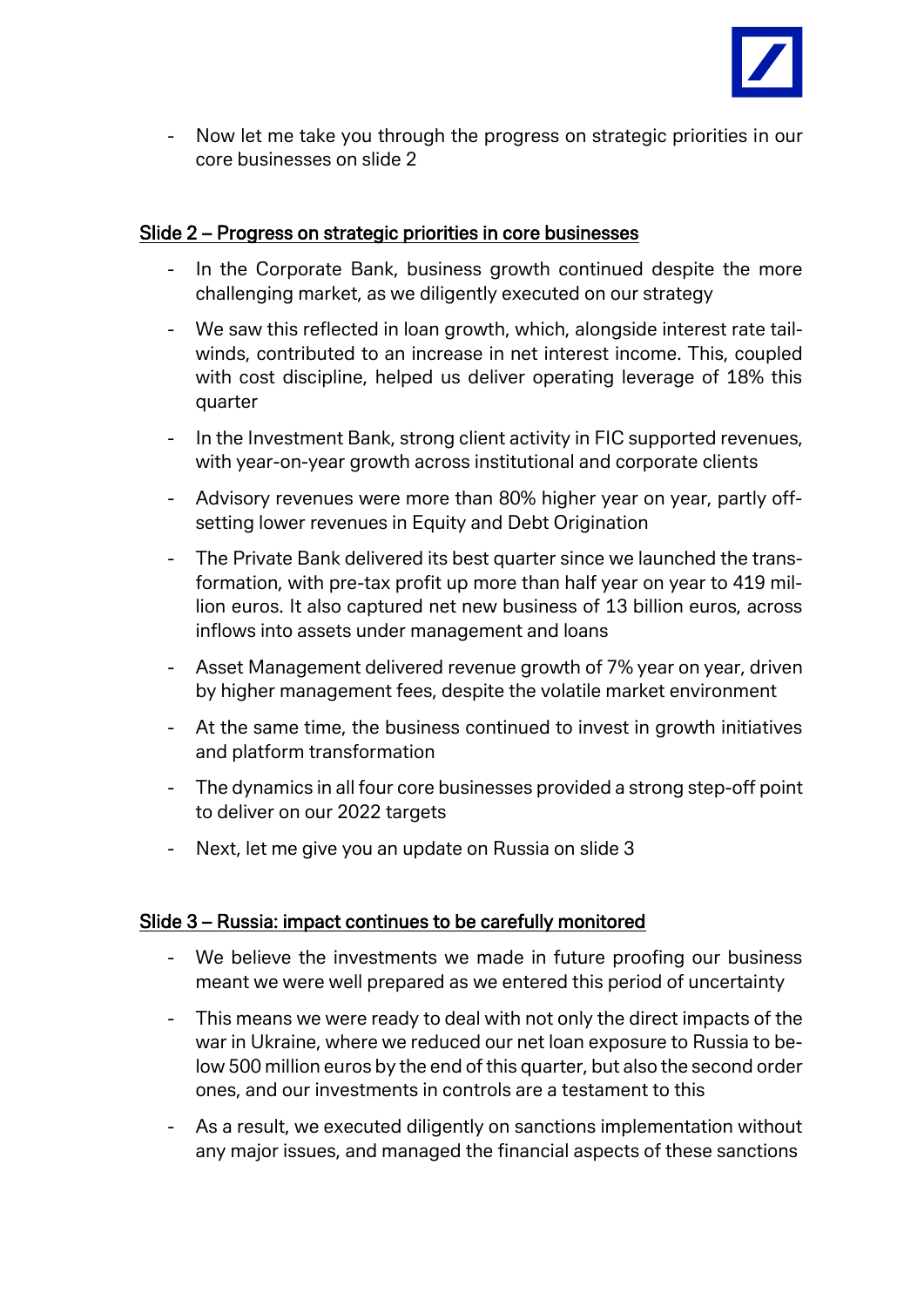- Now let me take you through the progress on strategic priorities in our core businesses on slide 2

## Slide 2 – Progress on strategic priorities in core businesses

- In the Corporate Bank, business growth continued despite the more challenging market, as we diligently executed on our strategy
- We saw this reflected in loan growth, which, alongside interest rate tailwinds, contributed to an increase in net interest income. This, coupled with cost discipline, helped us deliver operating leverage of 18% this quarter
- In the Investment Bank, strong client activity in FIC supported revenues, with year-on-year growth across institutional and corporate clients
- Advisory revenues were more than 80% higher year on year, partly offsetting lower revenues in Equity and Debt Origination
- The Private Bank delivered its best quarter since we launched the transformation, with pre-tax profit up more than half year on year to 419 million euros. It also captured net new business of 13 billion euros, across inflows into assets under management and loans
- Asset Management delivered revenue growth of 7% year on year, driven by higher management fees, despite the volatile market environment
- At the same time, the business continued to invest in growth initiatives and platform transformation
- The dynamics in all four core businesses provided a strong step-off point to deliver on our 2022 targets
- Next, let me give you an update on Russia on slide 3

## Slide 3 – Russia: impact continues to be carefully monitored

- We believe the investments we made in future proofing our business meant we were well prepared as we entered this period of uncertainty
- This means we were ready to deal with not only the direct impacts of the war in Ukraine, where we reduced our net loan exposure to Russia to below 500 million euros by the end of this quarter, but also the second order ones, and our investments in controls are a testament to this
- As a result, we executed diligently on sanctions implementation without any major issues, and managed the financial aspects of these sanctions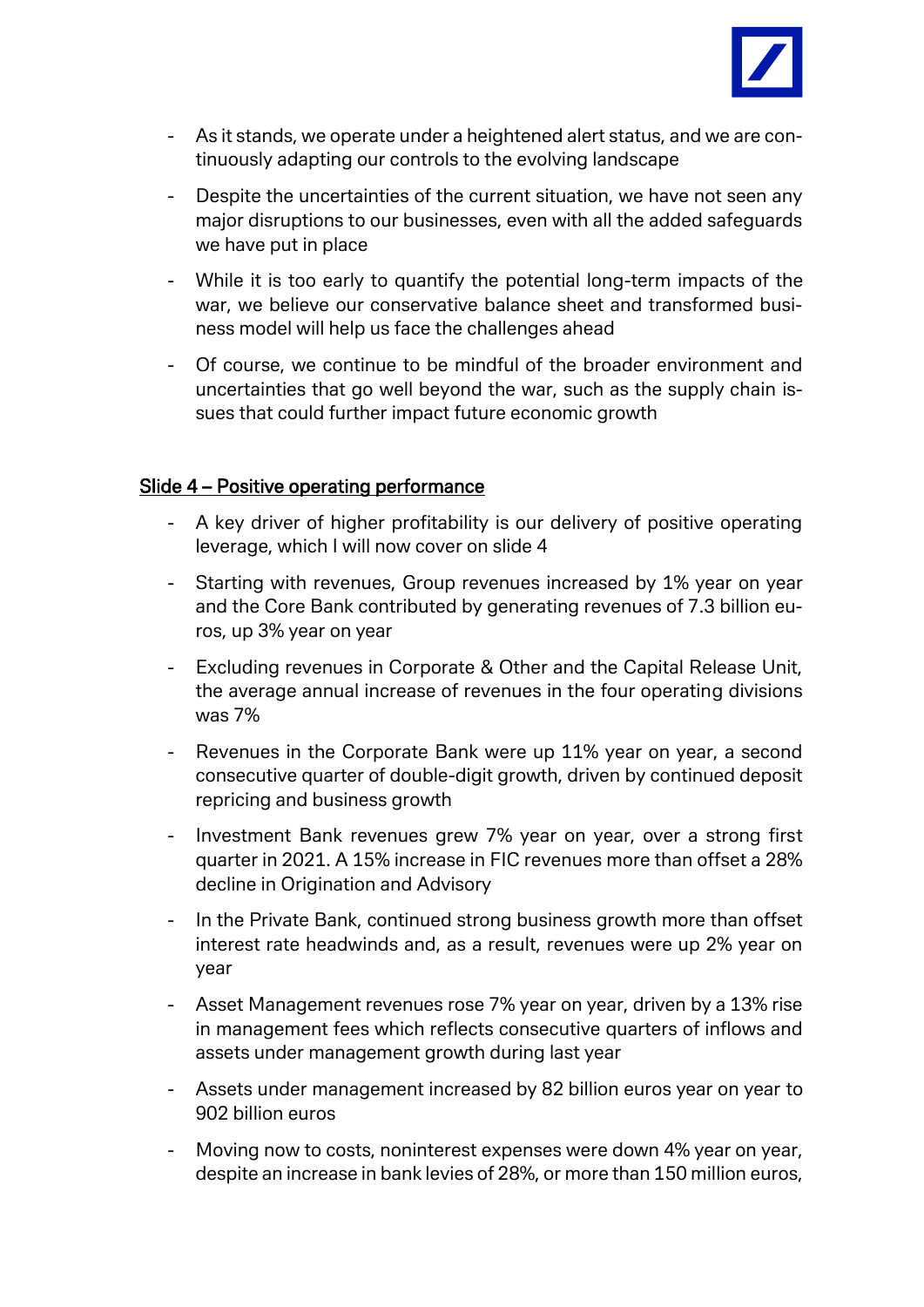- As it stands, we operate under a heightened alert status, and we are continuously adapting our controls to the evolving landscape
- Despite the uncertainties of the current situation, we have not seen any major disruptions to our businesses, even with all the added safeguards we have put in place
- While it is too early to quantify the potential long-term impacts of the war, we believe our conservative balance sheet and transformed business model will help us face the challenges ahead
- Of course, we continue to be mindful of the broader environment and uncertainties that go well beyond the war, such as the supply chain issues that could further impact future economic growth

## Slide 4 – Positive operating performance

- A key driver of higher profitability is our delivery of positive operating leverage, which I will now cover on slide 4
- Starting with revenues, Group revenues increased by 1% year on year and the Core Bank contributed by generating revenues of 7.3 billion euros, up 3% year on year
- Excluding revenues in Corporate & Other and the Capital Release Unit, the average annual increase of revenues in the four operating divisions was 7%
- Revenues in the Corporate Bank were up 11% year on year, a second consecutive quarter of double-digit growth, driven by continued deposit repricing and business growth
- Investment Bank revenues grew 7% year on year, over a strong first quarter in 2021. A 15% increase in FIC revenues more than offset a 28% decline in Origination and Advisory
- In the Private Bank, continued strong business growth more than offset interest rate headwinds and, as a result, revenues were up 2% year on year
- Asset Management revenues rose 7% year on year, driven by a 13% rise in management fees which reflects consecutive quarters of inflows and assets under management growth during last year
- Assets under management increased by 82 billion euros year on year to 902 billion euros
- Moving now to costs, noninterest expenses were down 4% year on year, despite an increase in bank levies of 28%, or more than 150 million euros,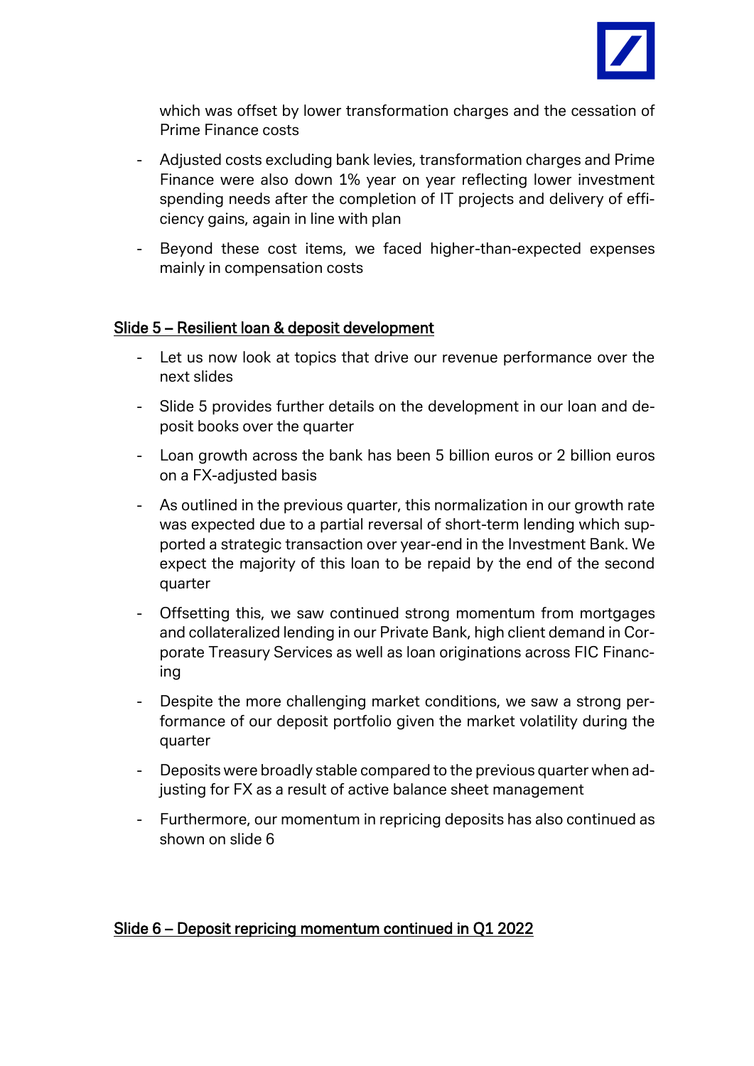which was offset by lower transformation charges and the cessation of Prime Finance costs

- Adjusted costs excluding bank levies, transformation charges and Prime Finance were also down 1% year on year reflecting lower investment spending needs after the completion of IT projects and delivery of efficiency gains, again in line with plan
- Beyond these cost items, we faced higher-than-expected expenses mainly in compensation costs

## Slide 5 – Resilient loan & deposit development

- Let us now look at topics that drive our revenue performance over the next slides
- Slide 5 provides further details on the development in our loan and deposit books over the quarter
- Loan growth across the bank has been 5 billion euros or 2 billion euros on a FX-adjusted basis
- As outlined in the previous quarter, this normalization in our growth rate was expected due to a partial reversal of short-term lending which supported a strategic transaction over year-end in the Investment Bank. We expect the majority of this loan to be repaid by the end of the second quarter
- Offsetting this, we saw continued strong momentum from mortgages and collateralized lending in our Private Bank, high client demand in Corporate Treasury Services as well as loan originations across FIC Financing
- Despite the more challenging market conditions, we saw a strong performance of our deposit portfolio given the market volatility during the quarter
- Deposits were broadly stable compared to the previous quarter when adjusting for FX as a result of active balance sheet management
- Furthermore, our momentum in repricing deposits has also continued as shown on slide 6

## Slide 6 – Deposit repricing momentum continued in Q1 2022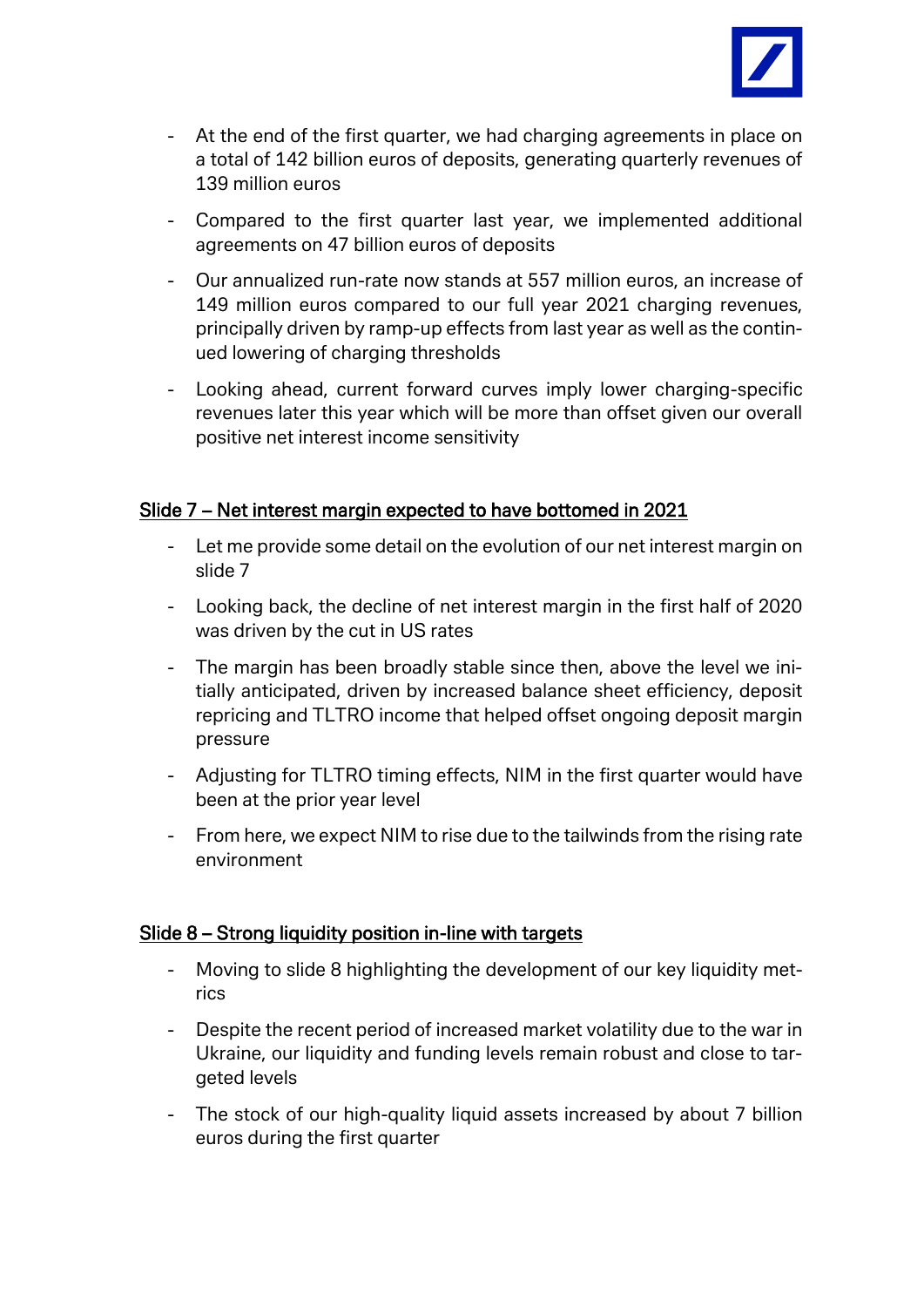- At the end of the first quarter, we had charging agreements in place on a total of 142 billion euros of deposits, generating quarterly revenues of 139 million euros
- Compared to the first quarter last year, we implemented additional agreements on 47 billion euros of deposits
- Our annualized run-rate now stands at 557 million euros, an increase of 149 million euros compared to our full year 2021 charging revenues, principally driven by ramp-up effects from last year as well as the continued lowering of charging thresholds
- Looking ahead, current forward curves imply lower charging-specific revenues later this year which will be more than offset given our overall positive net interest income sensitivity

## Slide 7 – Net interest margin expected to have bottomed in 2021

- Let me provide some detail on the evolution of our net interest margin on slide 7
- Looking back, the decline of net interest margin in the first half of 2020 was driven by the cut in US rates
- The margin has been broadly stable since then, above the level we initially anticipated, driven by increased balance sheet efficiency, deposit repricing and TLTRO income that helped offset ongoing deposit margin pressure
- Adjusting for TLTRO timing effects, NIM in the first quarter would have been at the prior year level
- From here, we expect NIM to rise due to the tailwinds from the rising rate environment

## Slide 8 – Strong liquidity position in-line with targets

- Moving to slide 8 highlighting the development of our key liquidity metrics
- Despite the recent period of increased market volatility due to the war in Ukraine, our liquidity and funding levels remain robust and close to targeted levels
- The stock of our high-quality liquid assets increased by about 7 billion euros during the first quarter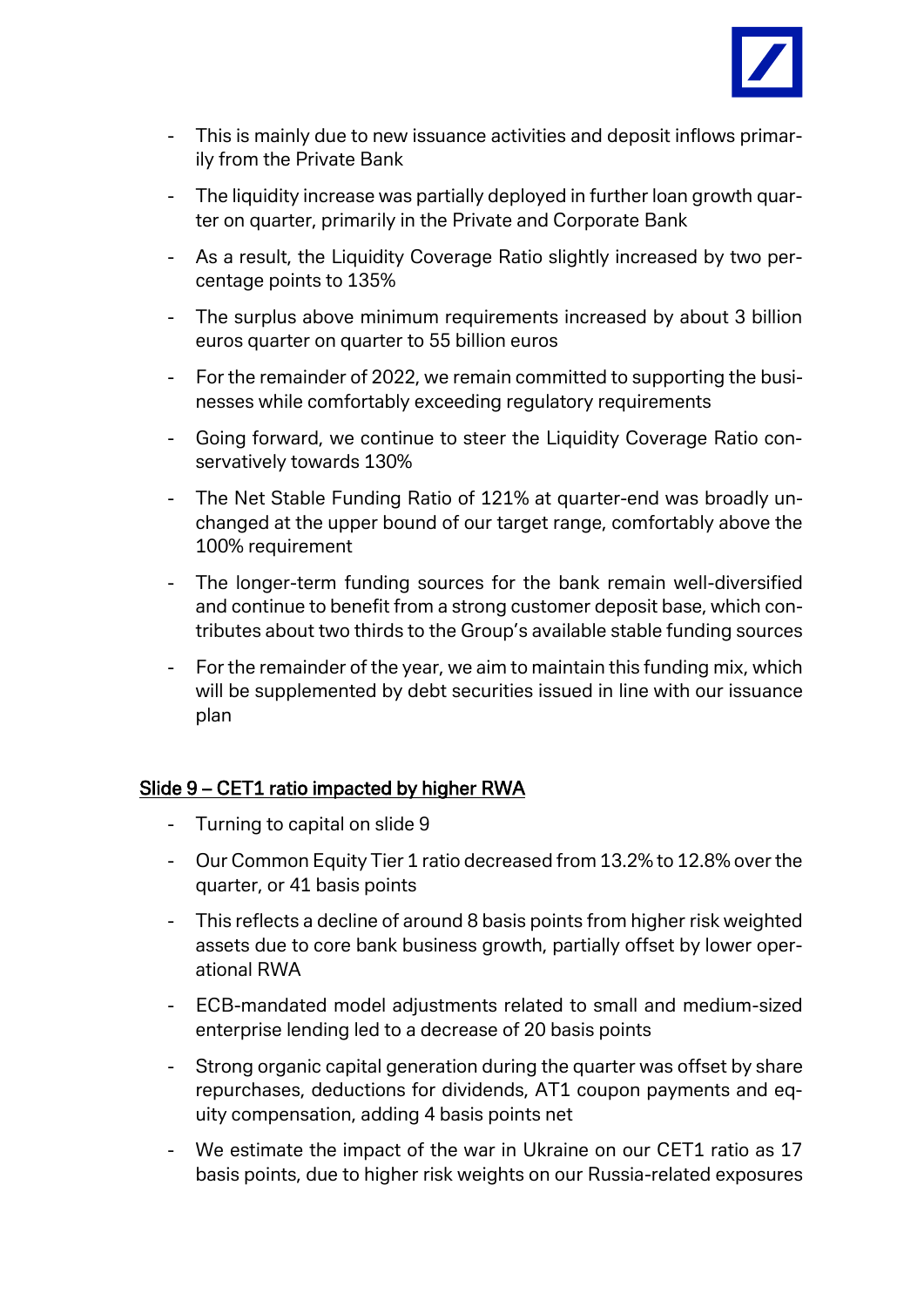- This is mainly due to new issuance activities and deposit inflows primarily from the Private Bank
- The liquidity increase was partially deployed in further loan growth quarter on quarter, primarily in the Private and Corporate Bank
- As a result, the Liquidity Coverage Ratio slightly increased by two percentage points to 135%
- The surplus above minimum requirements increased by about 3 billion euros quarter on quarter to 55 billion euros
- For the remainder of 2022, we remain committed to supporting the businesses while comfortably exceeding regulatory requirements
- Going forward, we continue to steer the Liquidity Coverage Ratio conservatively towards 130%
- The Net Stable Funding Ratio of 121% at quarter-end was broadly unchanged at the upper bound of our target range, comfortably above the 100% requirement
- The longer-term funding sources for the bank remain well-diversified and continue to benefit from a strong customer deposit base, which contributes about two thirds to the Group's available stable funding sources
- For the remainder of the year, we aim to maintain this funding mix, which will be supplemented by debt securities issued in line with our issuance plan

## Slide 9 – CET1 ratio impacted by higher RWA

- Turning to capital on slide 9
- Our Common Equity Tier 1 ratio decreased from 13.2% to 12.8% over the quarter, or 41 basis points
- This reflects a decline of around 8 basis points from higher risk weighted assets due to core bank business growth, partially offset by lower operational RWA
- ECB-mandated model adjustments related to small and medium-sized enterprise lending led to a decrease of 20 basis points
- Strong organic capital generation during the quarter was offset by share repurchases, deductions for dividends, AT1 coupon payments and equity compensation, adding 4 basis points net
- We estimate the impact of the war in Ukraine on our CET1 ratio as 17 basis points, due to higher risk weights on our Russia-related exposures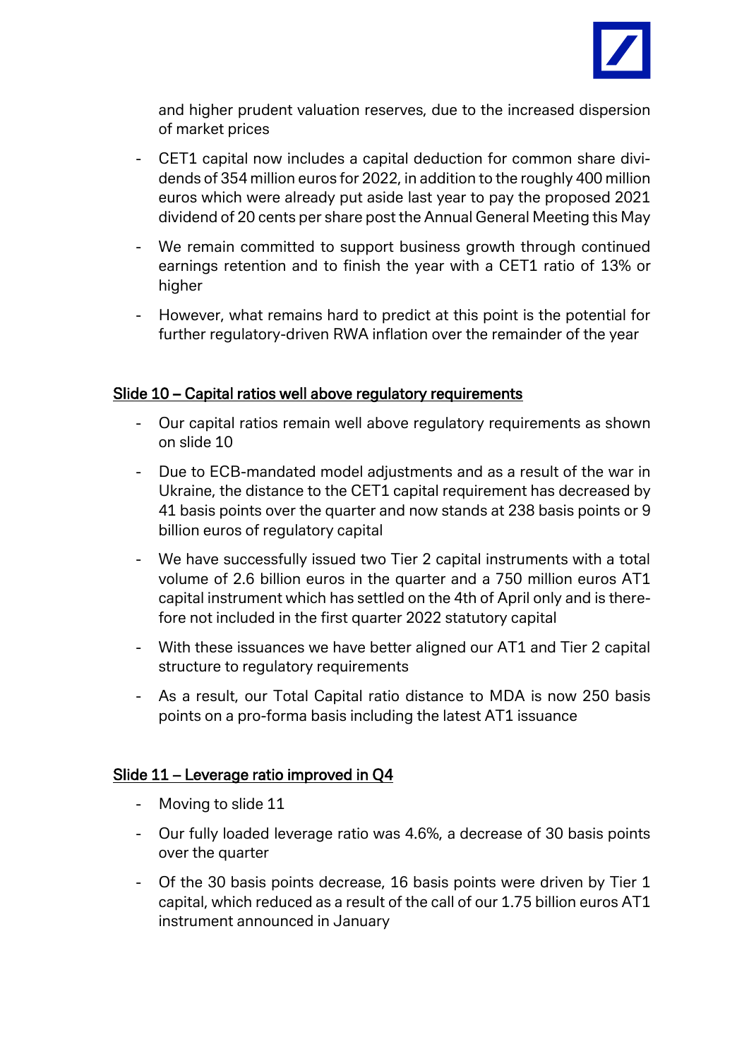and higher prudent valuation reserves, due to the increased dispersion of market prices

- CET1 capital now includes a capital deduction for common share dividends of 354 million euros for 2022, in addition to the roughly 400 million euros which were already put aside last year to pay the proposed 2021 dividend of 20 cents per share post the Annual General Meeting this May
- We remain committed to support business growth through continued earnings retention and to finish the year with a CET1 ratio of 13% or higher
- However, what remains hard to predict at this point is the potential for further regulatory-driven RWA inflation over the remainder of the year

## Slide 10 – Capital ratios well above regulatory requirements

- Our capital ratios remain well above regulatory requirements as shown on slide 10
- Due to ECB-mandated model adjustments and as a result of the war in Ukraine, the distance to the CET1 capital requirement has decreased by 41 basis points over the quarter and now stands at 238 basis points or 9 billion euros of regulatory capital
- We have successfully issued two Tier 2 capital instruments with a total volume of 2.6 billion euros in the quarter and a 750 million euros AT1 capital instrument which has settled on the 4th of April only and is therefore not included in the first quarter 2022 statutory capital
- With these issuances we have better aligned our AT1 and Tier 2 capital structure to regulatory requirements
- As a result, our Total Capital ratio distance to MDA is now 250 basis points on a pro-forma basis including the latest AT1 issuance

## Slide 11 – Leverage ratio improved in Q4

- Moving to slide 11
- Our fully loaded leverage ratio was 4.6%, a decrease of 30 basis points over the quarter
- Of the 30 basis points decrease, 16 basis points were driven by Tier 1 capital, which reduced as a result of the call of our 1.75 billion euros AT1 instrument announced in January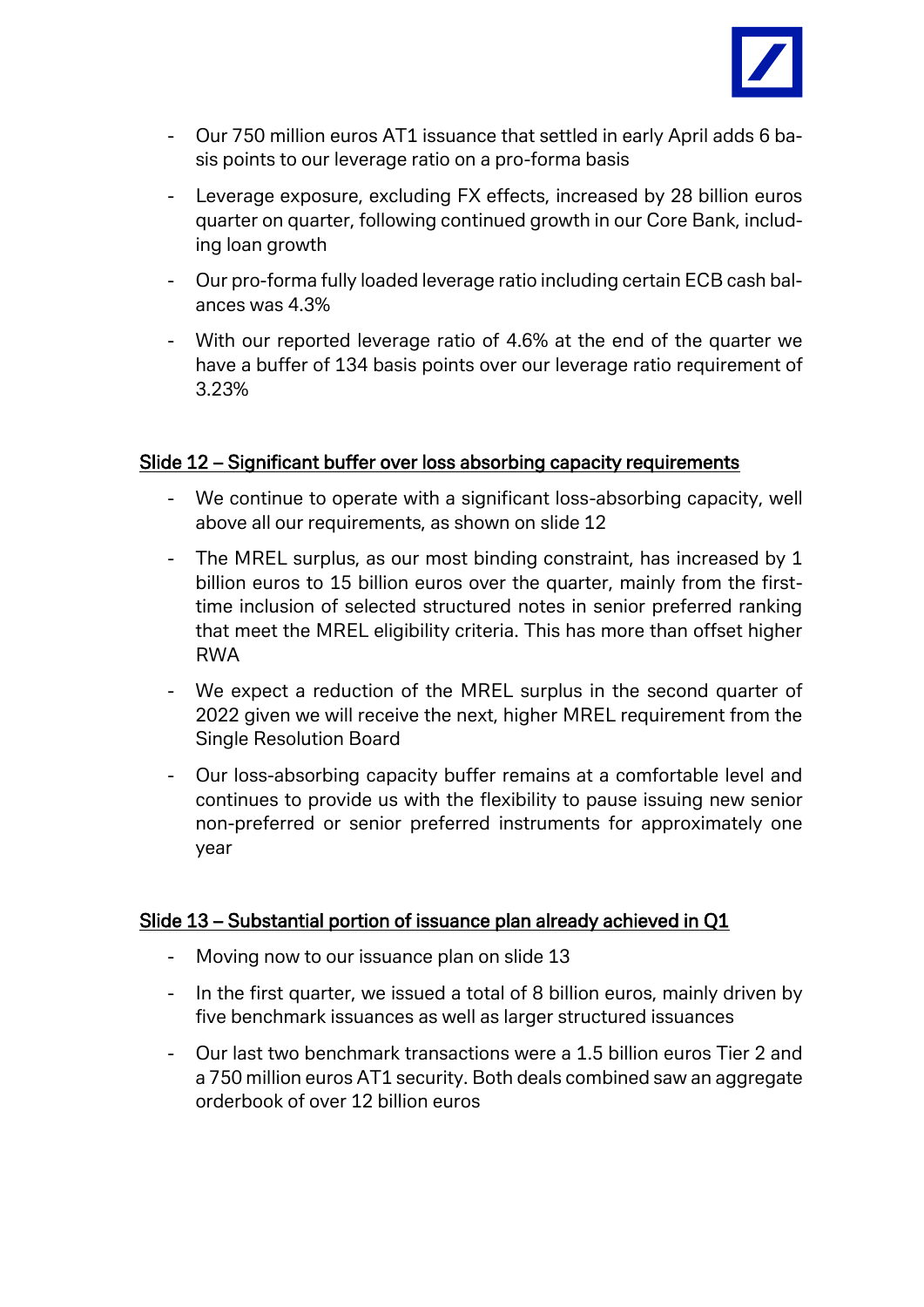- Our 750 million euros AT1 issuance that settled in early April adds 6 basis points to our leverage ratio on a pro-forma basis
- Leverage exposure, excluding FX effects, increased by 28 billion euros quarter on quarter, following continued growth in our Core Bank, including loan growth
- Our pro-forma fully loaded leverage ratio including certain ECB cash balances was 4.3%
- With our reported leverage ratio of 4.6% at the end of the quarter we have a buffer of 134 basis points over our leverage ratio requirement of 3.23%

## Slide 12 – Significant buffer over loss absorbing capacity requirements

- We continue to operate with a significant loss-absorbing capacity, well above all our requirements, as shown on slide 12
- The MREL surplus, as our most binding constraint, has increased by 1 billion euros to 15 billion euros over the quarter, mainly from the first-time inclusion of selected structured notes in senior preferred ranking that meet the MREL eligibility criteria. This has more than offset higher RWA
- We expect a reduction of the MREL surplus in the second quarter of 2022 given we will receive the next, higher MREL requirement from the Single Resolution Board
- Our loss-absorbing capacity buffer remains at a comfortable level and continues to provide us with the flexibility to pause issuing new senior non-preferred or senior preferred instruments for approximately one year

## Slide 13 – Substantial portion of issuance plan already achieved in Q1

- Moving now to our issuance plan on slide 13
- In the first quarter, we issued a total of 8 billion euros, mainly driven by five benchmark issuances as well as larger structured issuances
- Our last two benchmark transactions were a 1.5 billion euros Tier 2 and a 750 million euros AT1 security. Both deals combined saw an aggregate orderbook of over 12 billion euros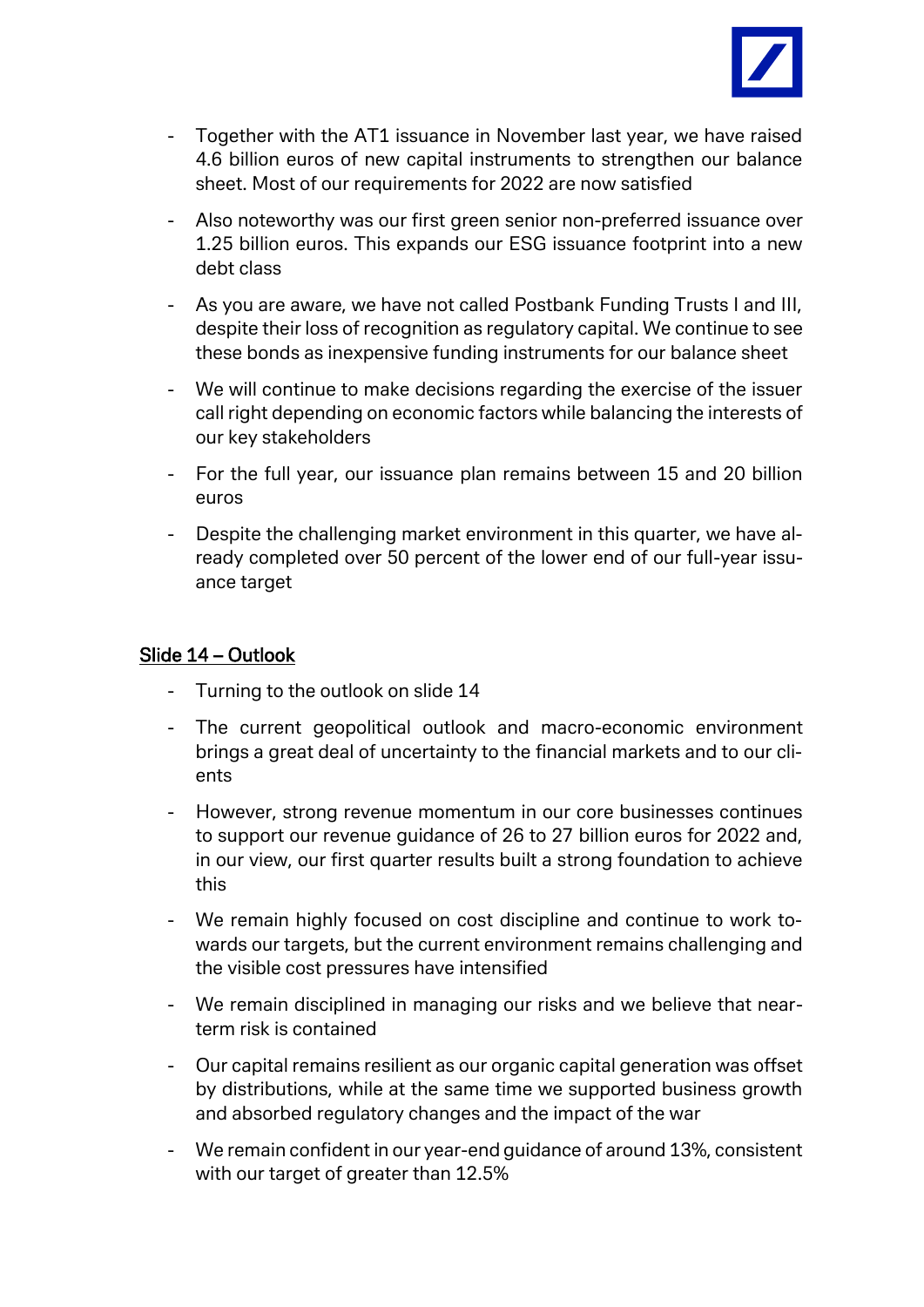- Together with the AT1 issuance in November last year, we have raised 4.6 billion euros of new capital instruments to strengthen our balance sheet. Most of our requirements for 2022 are now satisfied
- Also noteworthy was our first green senior non-preferred issuance over 1.25 billion euros. This expands our ESG issuance footprint into a new debt class
- As you are aware, we have not called Postbank Funding Trusts I and III, despite their loss of recognition as regulatory capital. We continue to see these bonds as inexpensive funding instruments for our balance sheet
- We will continue to make decisions regarding the exercise of the issuer call right depending on economic factors while balancing the interests of our key stakeholders
- For the full year, our issuance plan remains between 15 and 20 billion euros
- Despite the challenging market environment in this quarter, we have already completed over 50 percent of the lower end of our full-year issuance target

## Slide 14 – Outlook

- Turning to the outlook on slide 14
- The current geopolitical outlook and macro-economic environment brings a great deal of uncertainty to the financial markets and to our clients
- However, strong revenue momentum in our core businesses continues to support our revenue guidance of 26 to 27 billion euros for 2022 and, in our view, our first quarter results built a strong foundation to achieve this
- We remain highly focused on cost discipline and continue to work towards our targets, but the current environment remains challenging and the visible cost pressures have intensified
- We remain disciplined in managing our risks and we believe that near-term risk is contained
- Our capital remains resilient as our organic capital generation was offset by distributions, while at the same time we supported business growth and absorbed regulatory changes and the impact of the war
- We remain confident in our year-end guidance of around 13%, consistent with our target of greater than 12.5%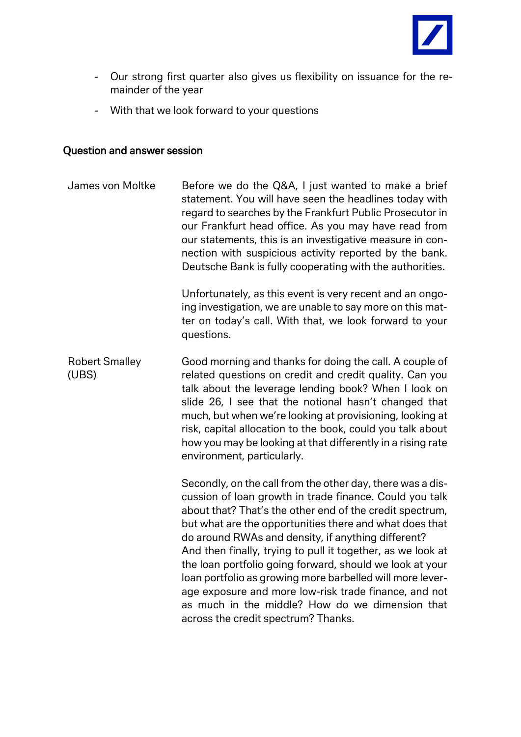- Our strong first quarter also gives us flexibility on issuance for the remainder of the year
- With that we look forward to your questions

<u>Question and answer session</u>

**James von Moltke**

Before we do the Q&A, I just wanted to make a brief statement. You will have seen the headlines today with regard to searches by the Frankfurt Public Prosecutor in our Frankfurt head office. As you may have read from our statements, this is an investigative measure in connection with suspicious activity reported by the bank. Deutsche Bank is fully cooperating with the authorities.

Unfortunately, as this event is very recent and an ongoing investigation, we are unable to say more on this matter on today's call. With that, we look forward to your questions.

**Robert Smalley (UBS)**

Good morning and thanks for doing the call. A couple of related questions on credit and credit quality. Can you talk about the leverage lending book? When I look on slide 26, I see that the notional hasn't changed that much, but when we're looking at provisioning, looking at risk, capital allocation to the book, could you talk about how you may be looking at that differently in a rising rate environment, particularly.

Secondly, on the call from the other day, there was a discussion of loan growth in trade finance. Could you talk about that? That's the other end of the credit spectrum, but what are the opportunities there and what does that do around RWAs and density, if anything different?
And then finally, trying to pull it together, as we look at the loan portfolio going forward, should we look at your loan portfolio as growing more barbelled will more leverage exposure and more low-risk trade finance, and not as much in the middle? How do we dimension that across the credit spectrum? Thanks.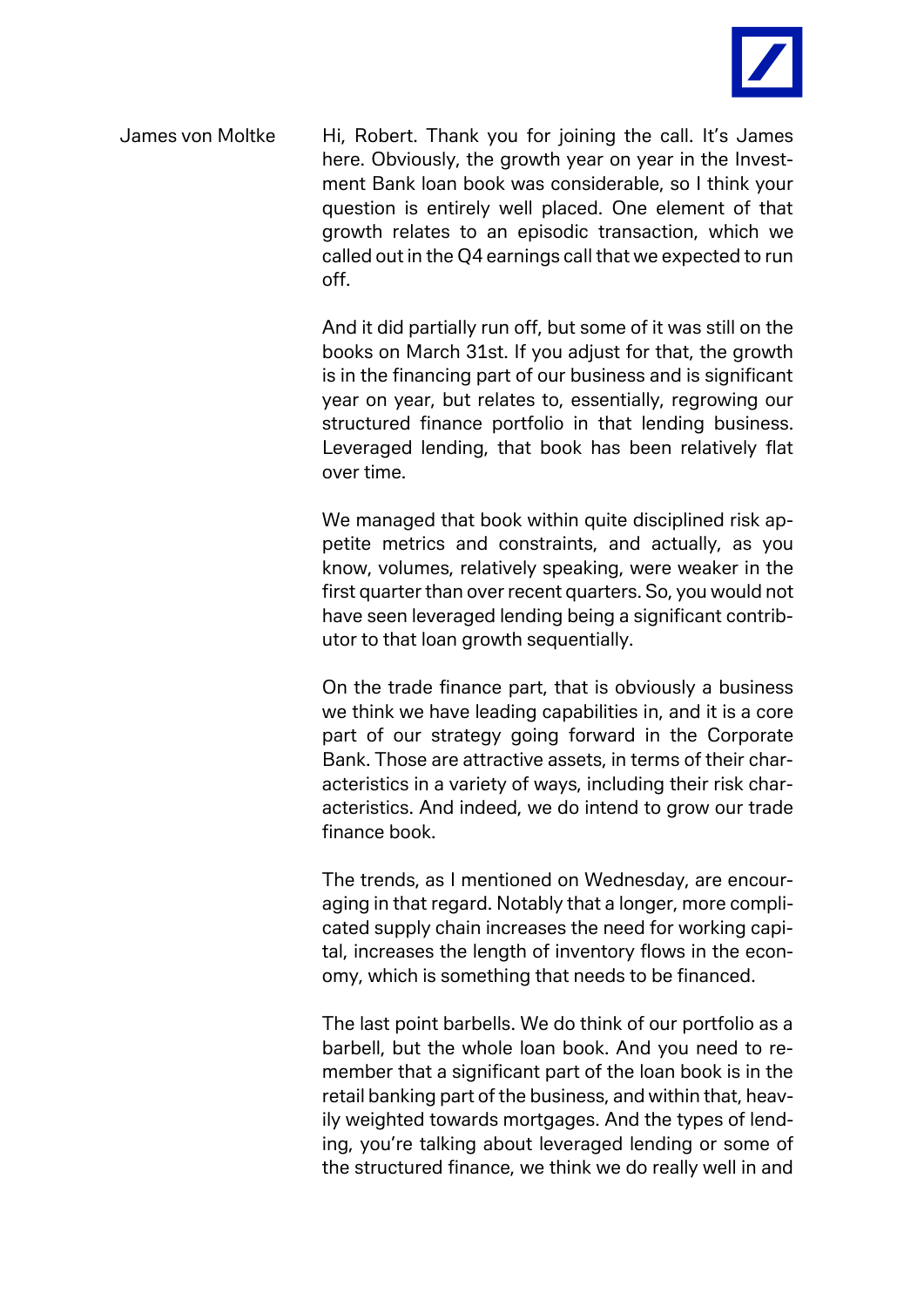James von Moltke

Hi, Robert. Thank you for joining the call. It's James here. Obviously, the growth year on year in the Investment Bank loan book was considerable, so I think your question is entirely well placed. One element of that growth relates to an episodic transaction, which we called out in the Q4 earnings call that we expected to run off.

And it did partially run off, but some of it was still on the books on March 31st. If you adjust for that, the growth is in the financing part of our business and is significant year on year, but relates to, essentially, regrowing our structured finance portfolio in that lending business. Leveraged lending, that book has been relatively flat over time.

We managed that book within quite disciplined risk appetite metrics and constraints, and actually, as you know, volumes, relatively speaking, were weaker in the first quarter than over recent quarters. So, you would not have seen leveraged lending being a significant contributor to that loan growth sequentially.

On the trade finance part, that is obviously a business we think we have leading capabilities in, and it is a core part of our strategy going forward in the Corporate Bank. Those are attractive assets, in terms of their characteristics in a variety of ways, including their risk characteristics. And indeed, we do intend to grow our trade finance book.

The trends, as I mentioned on Wednesday, are encouraging in that regard. Notably that a longer, more complicated supply chain increases the need for working capital, increases the length of inventory flows in the economy, which is something that needs to be financed.

The last point barbells. We do think of our portfolio as a barbell, but the whole loan book. And you need to remember that a significant part of the loan book is in the retail banking part of the business, and within that, heavily weighted towards mortgages. And the types of lending, you're talking about leveraged lending or some of the structured finance, we think we do really well in and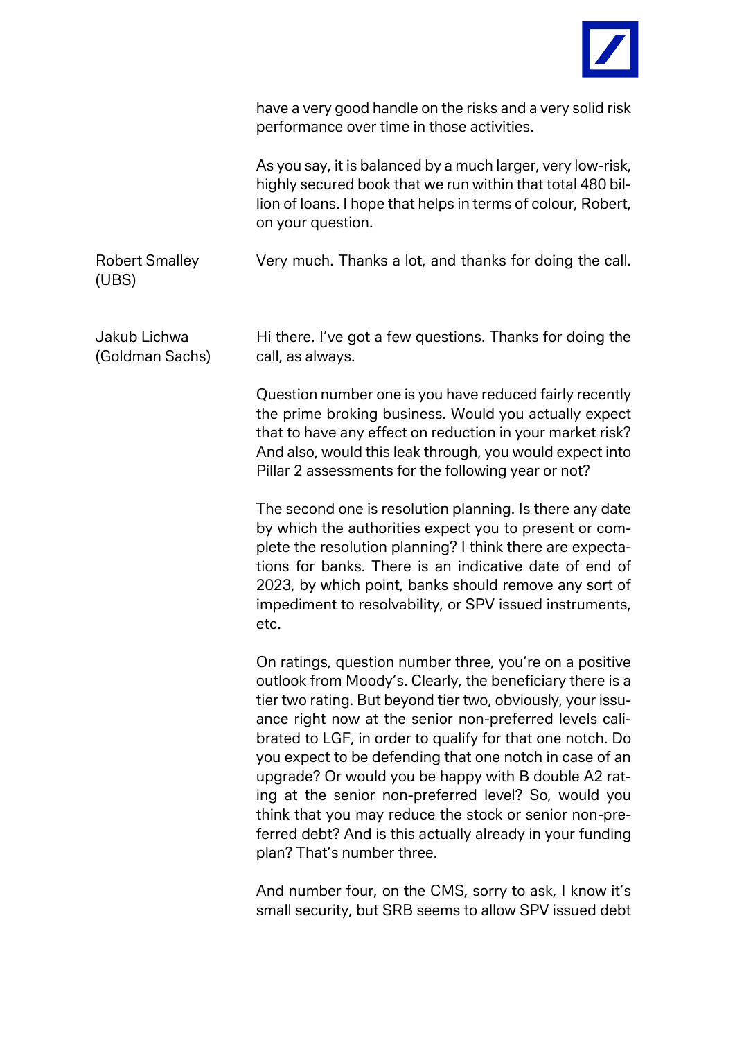have a very good handle on the risks and a very solid risk performance over time in those activities.

As you say, it is balanced by a much larger, very low-risk, highly secured book that we run within that total 480 billion of loans. I hope that helps in terms of colour, Robert, on your question.

**Robert Smalley (UBS)**

Very much. Thanks a lot, and thanks for doing the call.

**Jakub Lichwa (Goldman Sachs)**

Hi there. I've got a few questions. Thanks for doing the call, as always.

Question number one is you have reduced fairly recently the prime broking business. Would you actually expect that to have any effect on reduction in your market risk? And also, would this leak through, you would expect into Pillar 2 assessments for the following year or not?

The second one is resolution planning. Is there any date by which the authorities expect you to present or complete the resolution planning? I think there are expectations for banks. There is an indicative date of end of 2023, by which point, banks should remove any sort of impediment to resolvability, or SPV issued instruments, etc.

On ratings, question number three, you're on a positive outlook from Moody's. Clearly, the beneficiary there is a tier two rating. But beyond tier two, obviously, your issuance right now at the senior non-preferred levels calibrated to LGF, in order to qualify for that one notch. Do you expect to be defending that one notch in case of an upgrade? Or would you be happy with B double A2 rating at the senior non-preferred level? So, would you think that you may reduce the stock or senior non-preferred debt? And is this actually already in your funding plan? That's number three.

And number four, on the CMS, sorry to ask, I know it's small security, but SRB seems to allow SPV issued debt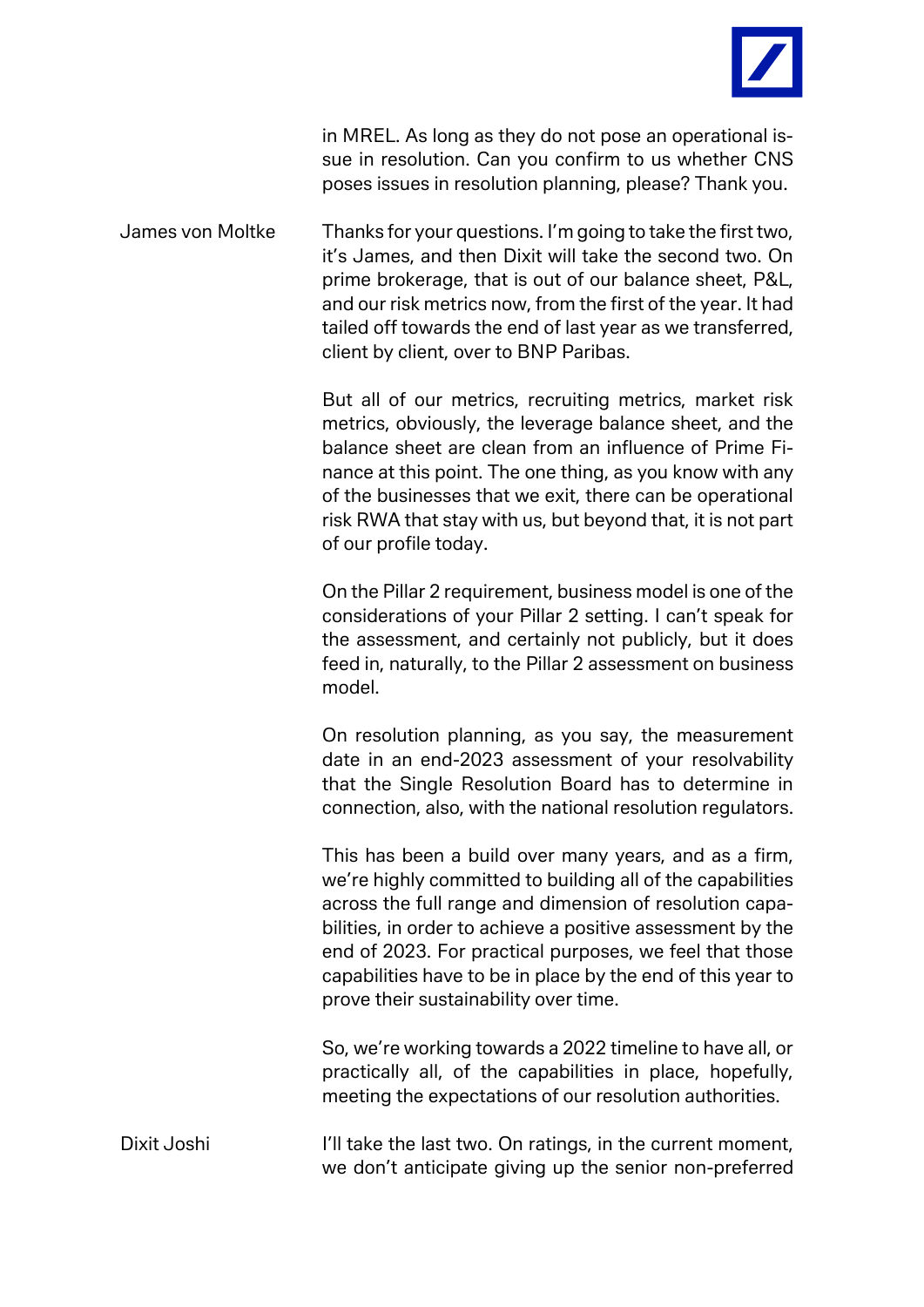in MREL. As long as they do not pose an operational issue in resolution. Can you confirm to us whether CNS poses issues in resolution planning, please? Thank you.

James von Moltke

Thanks for your questions. I'm going to take the first two, it's James, and then Dixit will take the second two. On prime brokerage, that is out of our balance sheet, P&L, and our risk metrics now, from the first of the year. It had tailed off towards the end of last year as we transferred, client by client, over to BNP Paribas.

But all of our metrics, recruiting metrics, market risk metrics, obviously, the leverage balance sheet, and the balance sheet are clean from an influence of Prime Finance at this point. The one thing, as you know with any of the businesses that we exit, there can be operational risk RWA that stay with us, but beyond that, it is not part of our profile today.

On the Pillar 2 requirement, business model is one of the considerations of your Pillar 2 setting. I can't speak for the assessment, and certainly not publicly, but it does feed in, naturally, to the Pillar 2 assessment on business model.

On resolution planning, as you say, the measurement date in an end-2023 assessment of your resolvability that the Single Resolution Board has to determine in connection, also, with the national resolution regulators.

This has been a build over many years, and as a firm, we're highly committed to building all of the capabilities across the full range and dimension of resolution capabilities, in order to achieve a positive assessment by the end of 2023. For practical purposes, we feel that those capabilities have to be in place by the end of this year to prove their sustainability over time.

So, we're working towards a 2022 timeline to have all, or practically all, of the capabilities in place, hopefully, meeting the expectations of our resolution authorities.

Dixit Joshi

I'll take the last two. On ratings, in the current moment, we don't anticipate giving up the senior non-preferred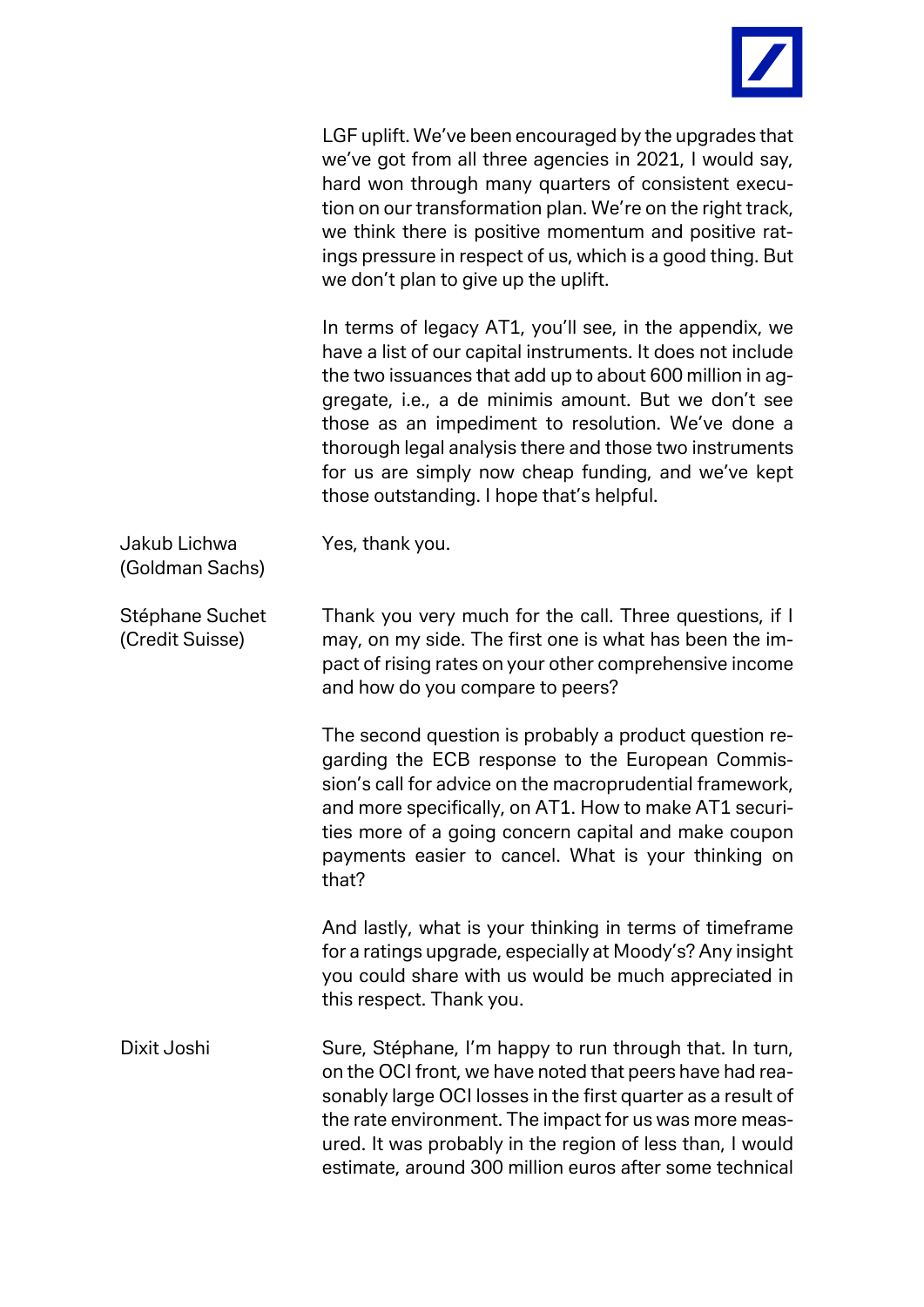LGF uplift. We've been encouraged by the upgrades that we've got from all three agencies in 2021, I would say, hard won through many quarters of consistent execution on our transformation plan. We're on the right track, we think there is positive momentum and positive ratings pressure in respect of us, which is a good thing. But we don't plan to give up the uplift.

In terms of legacy AT1, you'll see, in the appendix, we have a list of our capital instruments. It does not include the two issuances that add up to about 600 million in aggregate, i.e., a de minimis amount. But we don't see those as an impediment to resolution. We've done a thorough legal analysis there and those two instruments for us are simply now cheap funding, and we've kept those outstanding. I hope that's helpful.

**Jakub Lichwa (Goldman Sachs)**

Yes, thank you.

**Stéphane Suchet (Credit Suisse)**

Thank you very much for the call. Three questions, if I may, on my side. The first one is what has been the impact of rising rates on your other comprehensive income and how do you compare to peers?

The second question is probably a product question regarding the ECB response to the European Commission's call for advice on the macroprudential framework, and more specifically, on AT1. How to make AT1 securities more of a going concern capital and make coupon payments easier to cancel. What is your thinking on that?

And lastly, what is your thinking in terms of timeframe for a ratings upgrade, especially at Moody's? Any insight you could share with us would be much appreciated in this respect. Thank you.

**Dixit Joshi**

Sure, Stéphane, I'm happy to run through that. In turn, on the OCI front, we have noted that peers have had reasonably large OCI losses in the first quarter as a result of the rate environment. The impact for us was more measured. It was probably in the region of less than, I would estimate, around 300 million euros after some technical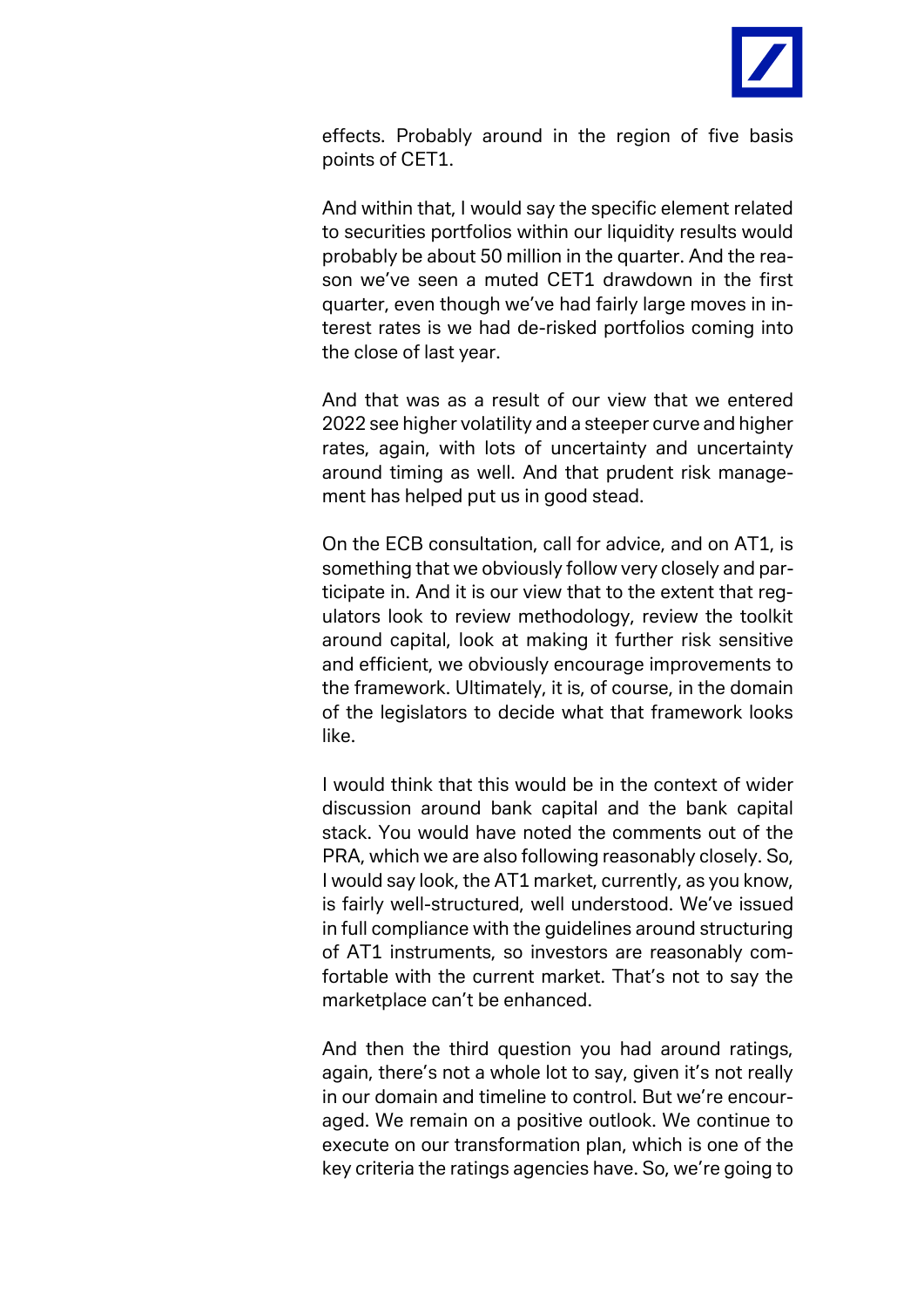effects. Probably around in the region of five basis points of CET1.

And within that, I would say the specific element related to securities portfolios within our liquidity results would probably be about 50 million in the quarter. And the reason we've seen a muted CET1 drawdown in the first quarter, even though we've had fairly large moves in interest rates is we had de-risked portfolios coming into the close of last year.

And that was as a result of our view that we entered 2022 see higher volatility and a steeper curve and higher rates, again, with lots of uncertainty and uncertainty around timing as well. And that prudent risk management has helped put us in good stead.

On the ECB consultation, call for advice, and on AT1, is something that we obviously follow very closely and participate in. And it is our view that to the extent that regulators look to review methodology, review the toolkit around capital, look at making it further risk sensitive and efficient, we obviously encourage improvements to the framework. Ultimately, it is, of course, in the domain of the legislators to decide what that framework looks like.

I would think that this would be in the context of wider discussion around bank capital and the bank capital stack. You would have noted the comments out of the PRA, which we are also following reasonably closely. So, I would say look, the AT1 market, currently, as you know, is fairly well-structured, well understood. We've issued in full compliance with the guidelines around structuring of AT1 instruments, so investors are reasonably comfortable with the current market. That's not to say the marketplace can't be enhanced.

And then the third question you had around ratings, again, there's not a whole lot to say, given it's not really in our domain and timeline to control. But we're encouraged. We remain on a positive outlook. We continue to execute on our transformation plan, which is one of the key criteria the ratings agencies have. So, we're going to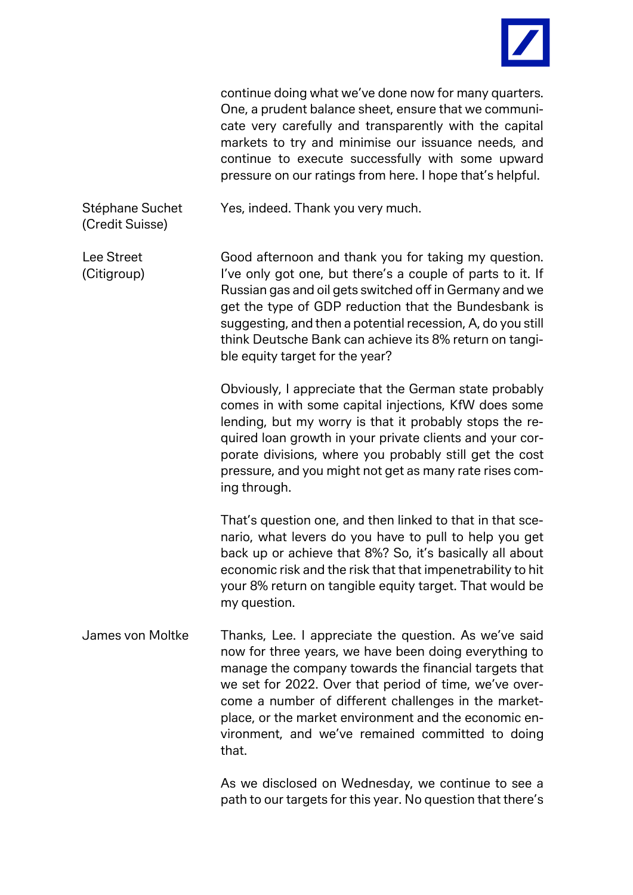continue doing what we've done now for many quarters. One, a prudent balance sheet, ensure that we communicate very carefully and transparently with the capital markets to try and minimise our issuance needs, and continue to execute successfully with some upward pressure on our ratings from here. I hope that's helpful.

**Stéphane Suchet (Credit Suisse)**

Yes, indeed. Thank you very much.

**Lee Street (Citigroup)**

Good afternoon and thank you for taking my question. I've only got one, but there's a couple of parts to it. If Russian gas and oil gets switched off in Germany and we get the type of GDP reduction that the Bundesbank is suggesting, and then a potential recession, A, do you still think Deutsche Bank can achieve its 8% return on tangible equity target for the year?

Obviously, I appreciate that the German state probably comes in with some capital injections, KfW does some lending, but my worry is that it probably stops the required loan growth in your private clients and your corporate divisions, where you probably still get the cost pressure, and you might not get as many rate rises coming through.

That's question one, and then linked to that in that scenario, what levers do you have to pull to help you get back up or achieve that 8%? So, it's basically all about economic risk and the risk that that impenetrability to hit your 8% return on tangible equity target. That would be my question.

**James von Moltke**

Thanks, Lee. I appreciate the question. As we've said now for three years, we have been doing everything to manage the company towards the financial targets that we set for 2022. Over that period of time, we've overcome a number of different challenges in the marketplace, or the market environment and the economic environment, and we've remained committed to doing that.

As we disclosed on Wednesday, we continue to see a path to our targets for this year. No question that there's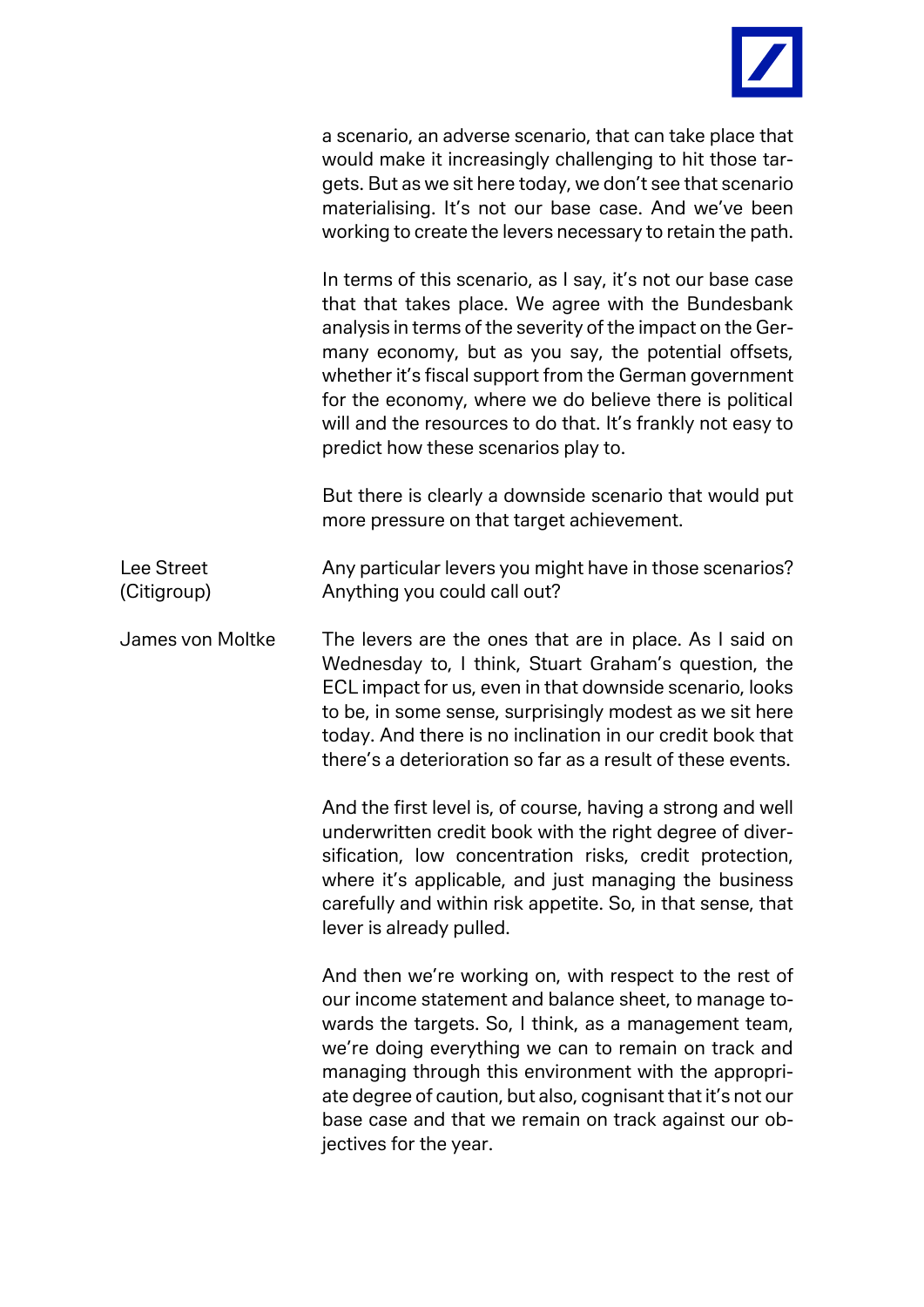a scenario, an adverse scenario, that can take place that would make it increasingly challenging to hit those targets. But as we sit here today, we don't see that scenario materialising. It's not our base case. And we've been working to create the levers necessary to retain the path.

In terms of this scenario, as I say, it's not our base case that that takes place. We agree with the Bundesbank analysis in terms of the severity of the impact on the Germany economy, but as you say, the potential offsets, whether it's fiscal support from the German government for the economy, where we do believe there is political will and the resources to do that. It's frankly not easy to predict how these scenarios play to.

But there is clearly a downside scenario that would put more pressure on that target achievement.

**Lee Street (Citigroup)**

Any particular levers you might have in those scenarios? Anything you could call out?

**James von Moltke**

The levers are the ones that are in place. As I said on Wednesday to, I think, Stuart Graham's question, the ECL impact for us, even in that downside scenario, looks to be, in some sense, surprisingly modest as we sit here today. And there is no inclination in our credit book that there's a deterioration so far as a result of these events.

And the first level is, of course, having a strong and well underwritten credit book with the right degree of diversification, low concentration risks, credit protection, where it's applicable, and just managing the business carefully and within risk appetite. So, in that sense, that lever is already pulled.

And then we're working on, with respect to the rest of our income statement and balance sheet, to manage towards the targets. So, I think, as a management team, we're doing everything we can to remain on track and managing through this environment with the appropriate degree of caution, but also, cognisant that it's not our base case and that we remain on track against our objectives for the year.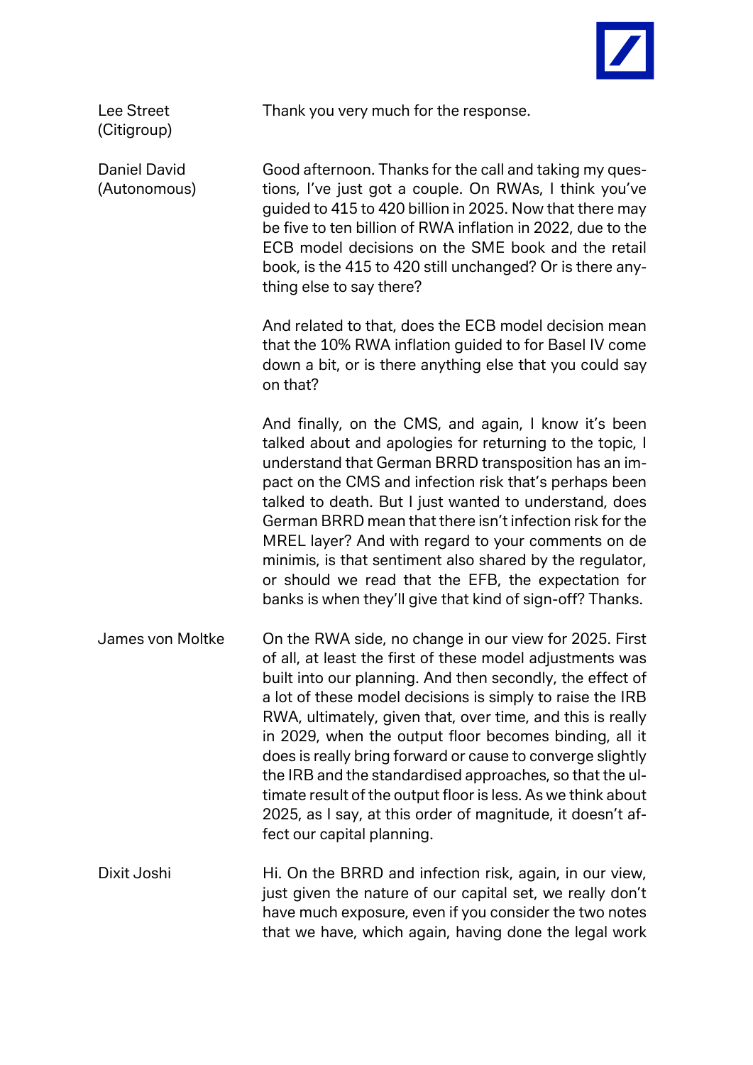**Lee Street (Citigroup)**

Thank you very much for the response.

**Daniel David (Autonomous)**

Good afternoon. Thanks for the call and taking my questions, I've just got a couple. On RWAs, I think you've guided to 415 to 420 billion in 2025. Now that there may be five to ten billion of RWA inflation in 2022, due to the ECB model decisions on the SME book and the retail book, is the 415 to 420 still unchanged? Or is there anything else to say there?

And related to that, does the ECB model decision mean that the 10% RWA inflation guided to for Basel IV come down a bit, or is there anything else that you could say on that?

And finally, on the CMS, and again, I know it's been talked about and apologies for returning to the topic, I understand that German BRRD transposition has an impact on the CMS and infection risk that's perhaps been talked to death. But I just wanted to understand, does German BRRD mean that there isn't infection risk for the MREL layer? And with regard to your comments on de minimis, is that sentiment also shared by the regulator, or should we read that the EFB, the expectation for banks is when they'll give that kind of sign-off? Thanks.

**James von Moltke**

On the RWA side, no change in our view for 2025. First of all, at least the first of these model adjustments was built into our planning. And then secondly, the effect of a lot of these model decisions is simply to raise the IRB RWA, ultimately, given that, over time, and this is really in 2029, when the output floor becomes binding, all it does is really bring forward or cause to converge slightly the IRB and the standardised approaches, so that the ultimate result of the output floor is less. As we think about 2025, as I say, at this order of magnitude, it doesn't affect our capital planning.

**Dixit Joshi**

Hi. On the BRRD and infection risk, again, in our view, just given the nature of our capital set, we really don't have much exposure, even if you consider the two notes that we have, which again, having done the legal work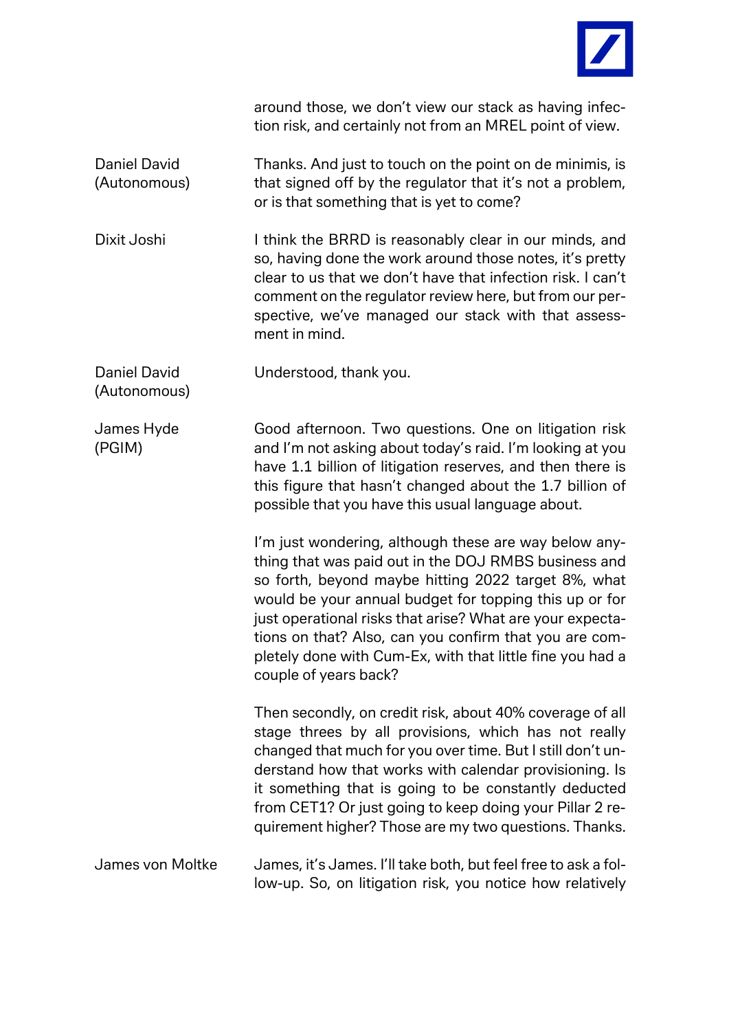around those, we don't view our stack as having infection risk, and certainly not from an MREL point of view.

**Daniel David (Autonomous)**

Thanks. And just to touch on the point on de minimis, is that signed off by the regulator that it's not a problem, or is that something that is yet to come?

**Dixit Joshi**

I think the BRRD is reasonably clear in our minds, and so, having done the work around those notes, it's pretty clear to us that we don't have that infection risk. I can't comment on the regulator review here, but from our perspective, we've managed our stack with that assessment in mind.

**Daniel David (Autonomous)**

Understood, thank you.

**James Hyde (PGIM)**

Good afternoon. Two questions. One on litigation risk and I'm not asking about today's raid. I'm looking at you have 1.1 billion of litigation reserves, and then there is this figure that hasn't changed about the 1.7 billion of possible that you have this usual language about.

I'm just wondering, although these are way below anything that was paid out in the DOJ RMBS business and so forth, beyond maybe hitting 2022 target 8%, what would be your annual budget for topping this up or for just operational risks that arise? What are your expectations on that? Also, can you confirm that you are completely done with Cum-Ex, with that little fine you had a couple of years back?

Then secondly, on credit risk, about 40% coverage of all stage threes by all provisions, which has not really changed that much for you over time. But I still don't understand how that works with calendar provisioning. Is it something that is going to be constantly deducted from CET1? Or just going to keep doing your Pillar 2 requirement higher? Those are my two questions. Thanks.

**James von Moltke**

James, it's James. I'll take both, but feel free to ask a follow-up. So, on litigation risk, you notice how relatively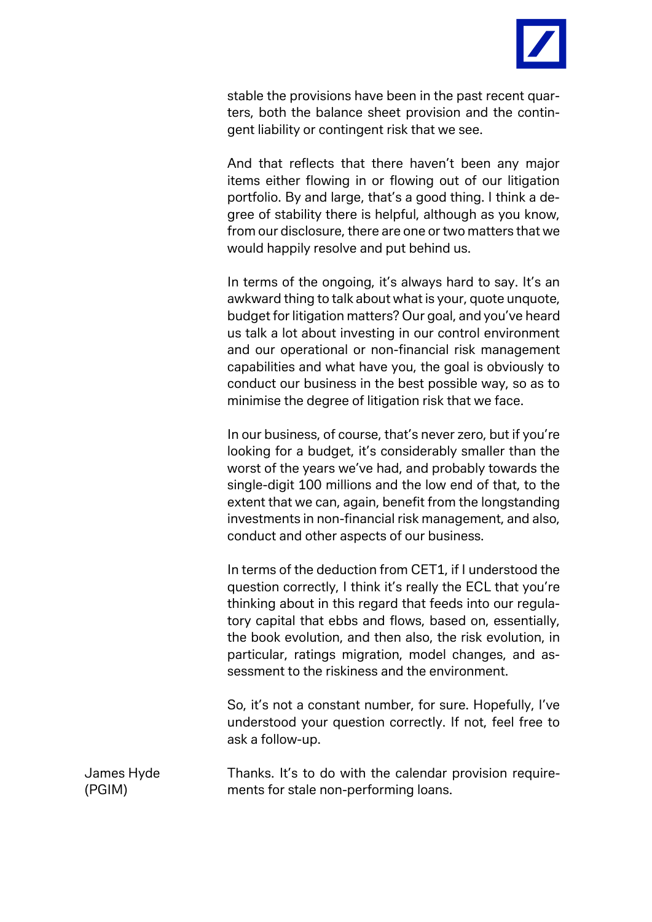stable the provisions have been in the past recent quarters, both the balance sheet provision and the contingent liability or contingent risk that we see.

And that reflects that there haven't been any major items either flowing in or flowing out of our litigation portfolio. By and large, that's a good thing. I think a degree of stability there is helpful, although as you know, from our disclosure, there are one or two matters that we would happily resolve and put behind us.

In terms of the ongoing, it's always hard to say. It's an awkward thing to talk about what is your, quote unquote, budget for litigation matters? Our goal, and you've heard us talk a lot about investing in our control environment and our operational or non-financial risk management capabilities and what have you, the goal is obviously to conduct our business in the best possible way, so as to minimise the degree of litigation risk that we face.

In our business, of course, that's never zero, but if you're looking for a budget, it's considerably smaller than the worst of the years we've had, and probably towards the single-digit 100 millions and the low end of that, to the extent that we can, again, benefit from the longstanding investments in non-financial risk management, and also, conduct and other aspects of our business.

In terms of the deduction from CET1, if I understood the question correctly, I think it's really the ECL that you're thinking about in this regard that feeds into our regulatory capital that ebbs and flows, based on, essentially, the book evolution, and then also, the risk evolution, in particular, ratings migration, model changes, and assessment to the riskiness and the environment.

So, it's not a constant number, for sure. Hopefully, I've understood your question correctly. If not, feel free to ask a follow-up.

**James Hyde (PGIM)**

Thanks. It's to do with the calendar provision requirements for stale non-performing loans.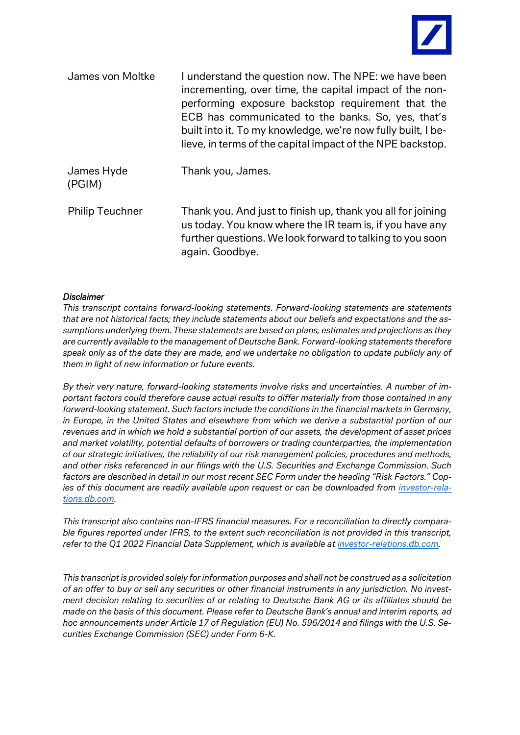| | |
|---|---|
| James von Moltke | I understand the question now. The NPE: we have been incrementing, over time, the capital impact of the non-performing exposure backstop requirement that the ECB has communicated to the banks. So, yes, that's built into it. To my knowledge, we're now fully built, I believe, in terms of the capital impact of the NPE backstop. |
| James Hyde (PGIM) | Thank you, James. |
| Philip Teuchner | Thank you. And just to finish up, thank you all for joining us today. You know where the IR team is, if you have any further questions. We look forward to talking to you soon again. Goodbye. |

*Disclaimer*
*This transcript contains forward-looking statements. Forward-looking statements are statements that are not historical facts; they include statements about our beliefs and expectations and the assumptions underlying them. These statements are based on plans, estimates and projections as they are currently available to the management of Deutsche Bank. Forward-looking statements therefore speak only as of the date they are made, and we undertake no obligation to update publicly any of them in light of new information or future events.*

*By their very nature, forward-looking statements involve risks and uncertainties. A number of important factors could therefore cause actual results to differ materially from those contained in any forward-looking statement. Such factors include the conditions in the financial markets in Germany, in Europe, in the United States and elsewhere from which we derive a substantial portion of our revenues and in which we hold a substantial portion of our assets, the development of asset prices and market volatility, potential defaults of borrowers or trading counterparties, the implementation of our strategic initiatives, the reliability of our risk management policies, procedures and methods, and other risks referenced in our filings with the U.S. Securities and Exchange Commission. Such factors are described in detail in our most recent SEC Form under the heading "Risk Factors." Copies of this document are readily available upon request or can be downloaded from investor-relations.db.com.*

*This transcript also contains non-IFRS financial measures. For a reconciliation to directly comparable figures reported under IFRS, to the extent such reconciliation is not provided in this transcript, refer to the Q1 2022 Financial Data Supplement, which is available at investor-relations.db.com.*

*This transcript is provided solely for information purposes and shall not be construed as a solicitation of an offer to buy or sell any securities or other financial instruments in any jurisdiction. No investment decision relating to securities of or relating to Deutsche Bank AG or its affiliates should be made on the basis of this document. Please refer to Deutsche Bank's annual and interim reports, ad hoc announcements under Article 17 of Regulation (EU) No. 596/2014 and filings with the U.S. Securities Exchange Commission (SEC) under Form 6-K.*